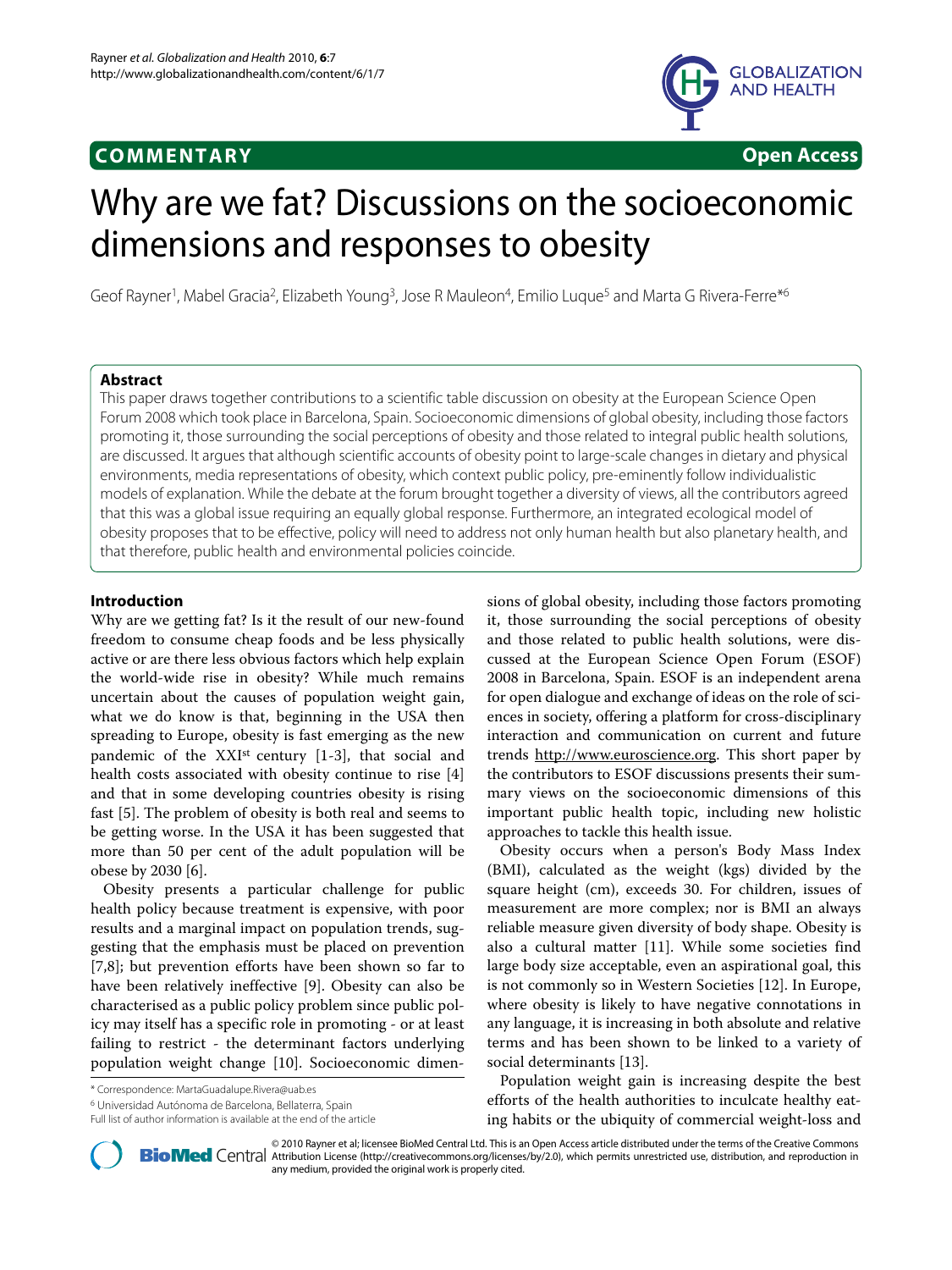**COMMENTARY** **Open Access**

# Why are we fat? Discussions on the socioeconomic dimensions and responses to obesity

Geof Rayner[1], Mabel Gracia[2], Elizabeth Young[3], Jose R Mauleon[4], Emilio Luque[5] and Marta G Rivera-Ferre*[6]

## Abstract

This paper draws together contributions to a scientific table discussion on obesity at the European Science Open Forum 2008 which took place in Barcelona, Spain. Socioeconomic dimensions of global obesity, including those factors promoting it, those surrounding the social perceptions of obesity and those related to integral public health solutions, are discussed. It argues that although scientific accounts of obesity point to large-scale changes in dietary and physical environments, media representations of obesity, which context public policy, pre-eminently follow individualistic models of explanation. While the debate at the forum brought together a diversity of views, all the contributors agreed that this was a global issue requiring an equally global response. Furthermore, an integrated ecological model of obesity proposes that to be effective, policy will need to address not only human health but also planetary health, and that therefore, public health and environmental policies coincide.

## Introduction

Why are we getting fat? Is it the result of our new-found freedom to consume cheap foods and be less physically active or are there less obvious factors which help explain the world-wide rise in obesity? While much remains uncertain about the causes of population weight gain, what we do know is that, beginning in the USA then spreading to Europe, obesity is fast emerging as the new pandemic of the XXI$^{st}$ century [1-3], that social and health costs associated with obesity continue to rise [4] and that in some developing countries obesity is rising fast [5]. The problem of obesity is both real and seems to be getting worse. In the USA it has been suggested that more than 50 per cent of the adult population will be obese by 2030 [6].

Obesity presents a particular challenge for public health policy because treatment is expensive, with poor results and a marginal impact on population trends, suggesting that the emphasis must be placed on prevention [7,8]; but prevention efforts have been shown so far to have been relatively ineffective [9]. Obesity can also be characterised as a public policy problem since public policy may itself has a specific role in promoting - or at least failing to restrict - the determinant factors underlying population weight change [10]. Socioeconomic dimensions of global obesity, including those factors promoting it, those surrounding the social perceptions of obesity and those related to public health solutions, were discussed at the European Science Open Forum (ESOF) 2008 in Barcelona, Spain. ESOF is an independent arena for open dialogue and exchange of ideas on the role of sciences in society, offering a platform for cross-disciplinary interaction and communication on current and future trends http://www.euroscience.org. This short paper by the contributors to ESOF discussions presents their summary views on the socioeconomic dimensions of this important public health topic, including new holistic approaches to tackle this health issue.

Obesity occurs when a person's Body Mass Index (BMI), calculated as the weight (kgs) divided by the square height (cm), exceeds 30. For children, issues of measurement are more complex; nor is BMI an always reliable measure given diversity of body shape. Obesity is also a cultural matter [11]. While some societies find large body size acceptable, even an aspirational goal, this is not commonly so in Western Societies [12]. In Europe, where obesity is likely to have negative connotations in any language, it is increasing in both absolute and relative terms and has been shown to be linked to a variety of social determinants [13].

Population weight gain is increasing despite the best efforts of the health authorities to inculcate healthy eating habits or the ubiquity of commercial weight-loss and

\* Correspondence: MartaGuadalupe.Rivera@uab.es
[6] Universidad Autónoma de Barcelona, Bellaterra, Spain
Full list of author information is available at the end of the article

© 2010 Rayner et al; licensee BioMed Central Ltd. This is an Open Access article distributed under the terms of the Creative Commons Attribution License (http://creativecommons.org/licenses/by/2.0), which permits unrestricted use, distribution, and reproduction in any medium, provided the original work is properly cited.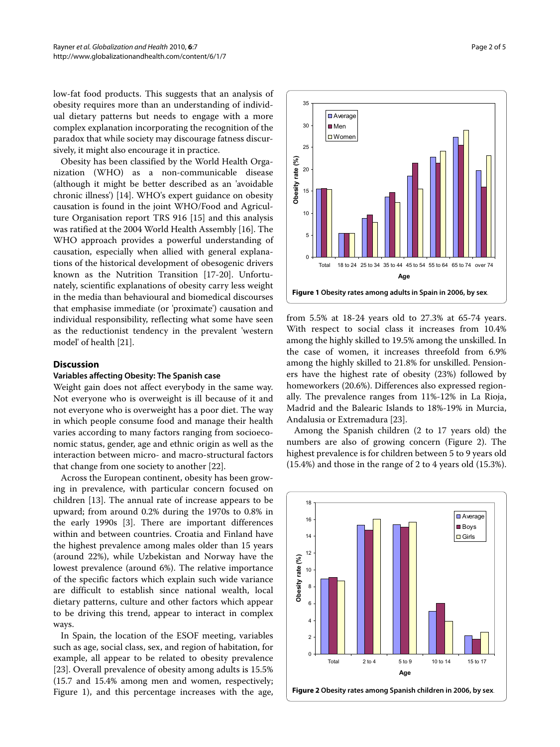low-fat food products. This suggests that an analysis of obesity requires more than an understanding of individual dietary patterns but needs to engage with a more complex explanation incorporating the recognition of the paradox that while society may discourage fatness discursively, it might also encourage it in practice.

Obesity has been classified by the World Health Organization (WHO) as a non-communicable disease (although it might be better described as an 'avoidable chronic illness') [14]. WHO's expert guidance on obesity causation is found in the joint WHO/Food and Agriculture Organisation report TRS 916 [15] and this analysis was ratified at the 2004 World Health Assembly [16]. The WHO approach provides a powerful understanding of causation, especially when allied with general explanations of the historical development of obesogenic drivers known as the Nutrition Transition [17-20]. Unfortunately, scientific explanations of obesity carry less weight in the media than behavioural and biomedical discourses that emphasise immediate (or 'proximate') causation and individual responsibility, reflecting what some have seen as the reductionist tendency in the prevalent 'western model' of health [21].

## Discussion

### Variables affecting Obesity: The Spanish case

Weight gain does not affect everybody in the same way. Not everyone who is overweight is ill because of it and not everyone who is overweight has a poor diet. The way in which people consume food and manage their health varies according to many factors ranging from socioeconomic status, gender, age and ethnic origin as well as the interaction between micro- and macro-structural factors that change from one society to another [22].

Across the European continent, obesity has been growing in prevalence, with particular concern focused on children [13]. The annual rate of increase appears to be upward; from around 0.2% during the 1970s to 0.8% in the early 1990s [3]. There are important differences within and between countries. Croatia and Finland have the highest prevalence among males older than 15 years (around 22%), while Uzbekistan and Norway have the lowest prevalence (around 6%). The relative importance of the specific factors which explain such wide variance are difficult to establish since national wealth, local dietary patterns, culture and other factors which appear to be driving this trend, appear to interact in complex ways.

In Spain, the location of the ESOF meeting, variables such as age, social class, sex, and region of habitation, for example, all appear to be related to obesity prevalence [23]. Overall prevalence of obesity among adults is 15.5% (15.7 and 15.4% among men and women, respectively; Figure 1), and this percentage increases with the age, from 5.5% at 18-24 years old to 27.3% at 65-74 years. With respect to social class it increases from 10.4% among the highly skilled to 19.5% among the unskilled. In the case of women, it increases threefold from 6.9% among the highly skilled to 21.8% for unskilled. Pensioners have the highest rate of obesity (23%) followed by homeworkers (20.6%). Differences also expressed regionally. The prevalence ranges from 11%-12% in La Rioja, Madrid and the Balearic Islands to 18%-19% in Murcia, Andalusia or Extremadura [23].

**Figure 1 Obesity rates among adults in Spain in 2006, by sex**.

Among the Spanish children (2 to 17 years old) the numbers are also of growing concern (Figure 2). The highest prevalence is for children between 5 to 9 years old (15.4%) and those in the range of 2 to 4 years old (15.3%).

**Figure 2 Obesity rates among Spanish children in 2006, by sex**.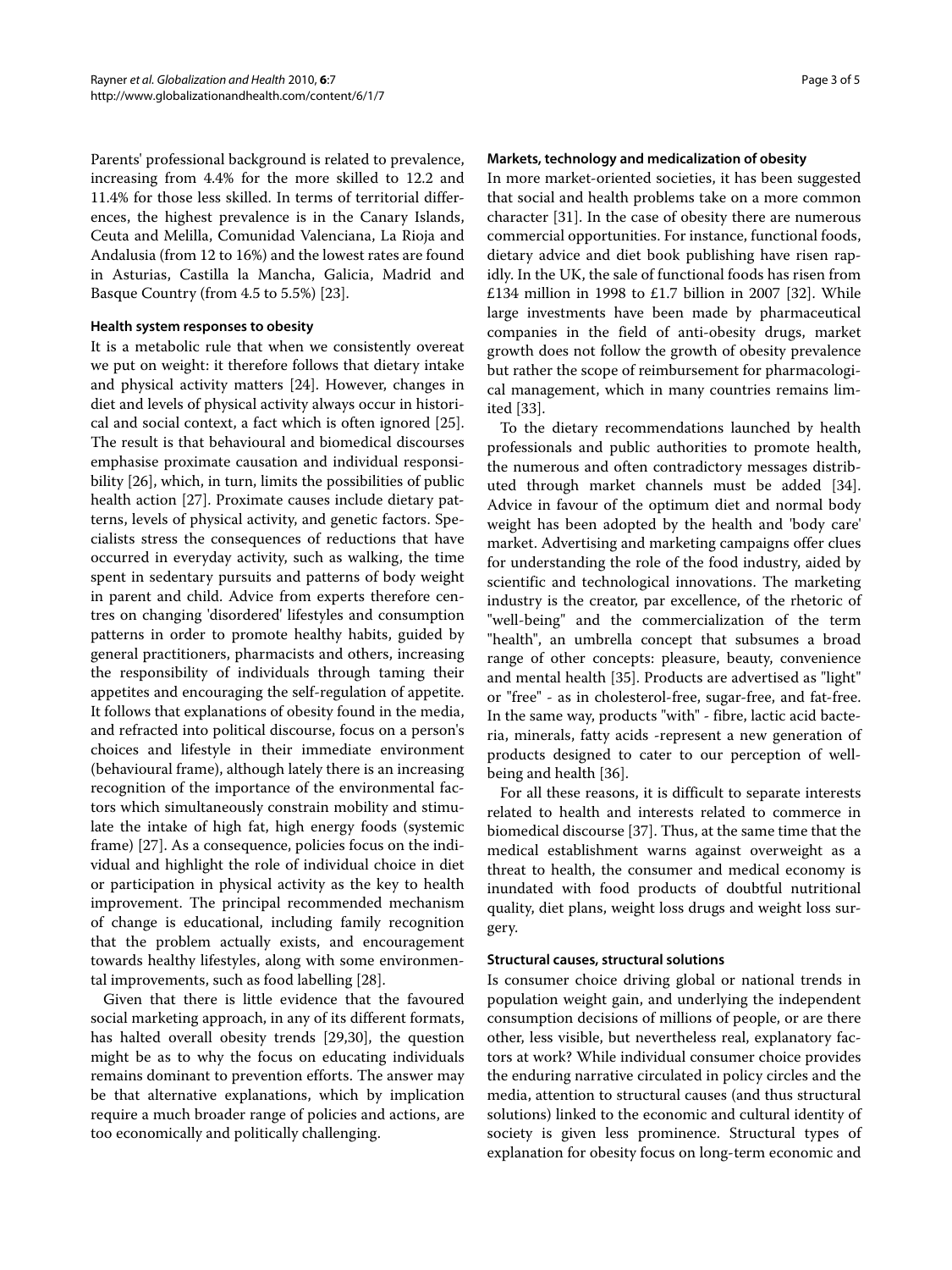Parents' professional background is related to prevalence, increasing from 4.4% for the more skilled to 12.2 and 11.4% for those less skilled. In terms of territorial differences, the highest prevalence is in the Canary Islands, Ceuta and Melilla, Comunidad Valenciana, La Rioja and Andalusia (from 12 to 16%) and the lowest rates are found in Asturias, Castilla la Mancha, Galicia, Madrid and Basque Country (from 4.5 to 5.5%) [23].

#### Health system responses to obesity

It is a metabolic rule that when we consistently overeat we put on weight: it therefore follows that dietary intake and physical activity matters [24]. However, changes in diet and levels of physical activity always occur in historical and social context, a fact which is often ignored [25]. The result is that behavioural and biomedical discourses emphasise proximate causation and individual responsibility [26], which, in turn, limits the possibilities of public health action [27]. Proximate causes include dietary patterns, levels of physical activity, and genetic factors. Specialists stress the consequences of reductions that have occurred in everyday activity, such as walking, the time spent in sedentary pursuits and patterns of body weight in parent and child. Advice from experts therefore centres on changing 'disordered' lifestyles and consumption patterns in order to promote healthy habits, guided by general practitioners, pharmacists and others, increasing the responsibility of individuals through taming their appetites and encouraging the self-regulation of appetite. It follows that explanations of obesity found in the media, and refracted into political discourse, focus on a person's choices and lifestyle in their immediate environment (behavioural frame), although lately there is an increasing recognition of the importance of the environmental factors which simultaneously constrain mobility and stimulate the intake of high fat, high energy foods (systemic frame) [27]. As a consequence, policies focus on the individual and highlight the role of individual choice in diet or participation in physical activity as the key to health improvement. The principal recommended mechanism of change is educational, including family recognition that the problem actually exists, and encouragement towards healthy lifestyles, along with some environmental improvements, such as food labelling [28].

Given that there is little evidence that the favoured social marketing approach, in any of its different formats, has halted overall obesity trends [29,30], the question might be as to why the focus on educating individuals remains dominant to prevention efforts. The answer may be that alternative explanations, which by implication require a much broader range of policies and actions, are too economically and politically challenging.

#### Markets, technology and medicalization of obesity

In more market-oriented societies, it has been suggested that social and health problems take on a more common character [31]. In the case of obesity there are numerous commercial opportunities. For instance, functional foods, dietary advice and diet book publishing have risen rapidly. In the UK, the sale of functional foods has risen from £134 million in 1998 to £1.7 billion in 2007 [32]. While large investments have been made by pharmaceutical companies in the field of anti-obesity drugs, market growth does not follow the growth of obesity prevalence but rather the scope of reimbursement for pharmacological management, which in many countries remains limited [33].

To the dietary recommendations launched by health professionals and public authorities to promote health, the numerous and often contradictory messages distributed through market channels must be added [34]. Advice in favour of the optimum diet and normal body weight has been adopted by the health and 'body care' market. Advertising and marketing campaigns offer clues for understanding the role of the food industry, aided by scientific and technological innovations. The marketing industry is the creator, par excellence, of the rhetoric of "well-being" and the commercialization of the term "health", an umbrella concept that subsumes a broad range of other concepts: pleasure, beauty, convenience and mental health [35]. Products are advertised as "light" or "free" - as in cholesterol-free, sugar-free, and fat-free. In the same way, products "with" - fibre, lactic acid bacteria, minerals, fatty acids -represent a new generation of products designed to cater to our perception of well-being and health [36].

For all these reasons, it is difficult to separate interests related to health and interests related to commerce in biomedical discourse [37]. Thus, at the same time that the medical establishment warns against overweight as a threat to health, the consumer and medical economy is inundated with food products of doubtful nutritional quality, diet plans, weight loss drugs and weight loss surgery.

#### Structural causes, structural solutions

Is consumer choice driving global or national trends in population weight gain, and underlying the independent consumption decisions of millions of people, or are there other, less visible, but nevertheless real, explanatory factors at work? While individual consumer choice provides the enduring narrative circulated in policy circles and the media, attention to structural causes (and thus structural solutions) linked to the economic and cultural identity of society is given less prominence. Structural types of explanation for obesity focus on long-term economic and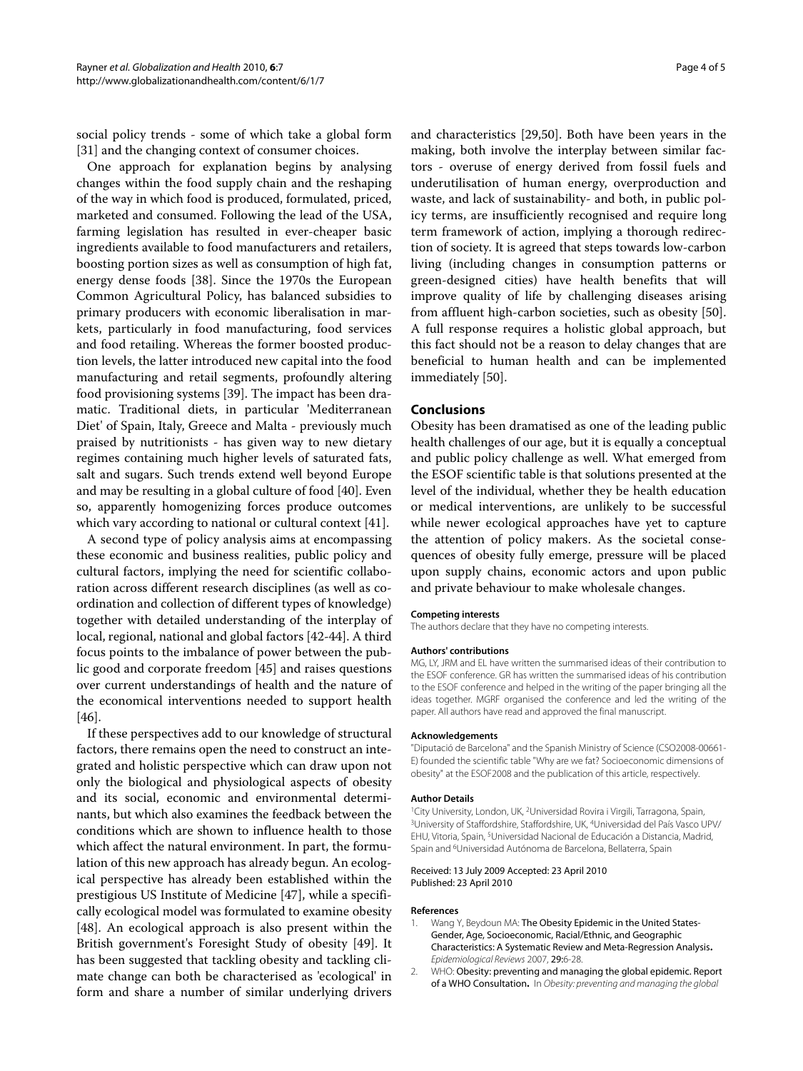social policy trends - some of which take a global form [31] and the changing context of consumer choices.

One approach for explanation begins by analysing changes within the food supply chain and the reshaping of the way in which food is produced, formulated, priced, marketed and consumed. Following the lead of the USA, farming legislation has resulted in ever-cheaper basic ingredients available to food manufacturers and retailers, boosting portion sizes as well as consumption of high fat, energy dense foods [38]. Since the 1970s the European Common Agricultural Policy, has balanced subsidies to primary producers with economic liberalisation in markets, particularly in food manufacturing, food services and food retailing. Whereas the former boosted production levels, the latter introduced new capital into the food manufacturing and retail segments, profoundly altering food provisioning systems [39]. The impact has been dramatic. Traditional diets, in particular 'Mediterranean Diet' of Spain, Italy, Greece and Malta - previously much praised by nutritionists - has given way to new dietary regimes containing much higher levels of saturated fats, salt and sugars. Such trends extend well beyond Europe and may be resulting in a global culture of food [40]. Even so, apparently homogenizing forces produce outcomes which vary according to national or cultural context [41].

A second type of policy analysis aims at encompassing these economic and business realities, public policy and cultural factors, implying the need for scientific collaboration across different research disciplines (as well as co-ordination and collection of different types of knowledge) together with detailed understanding of the interplay of local, regional, national and global factors [42-44]. A third focus points to the imbalance of power between the public good and corporate freedom [45] and raises questions over current understandings of health and the nature of the economical interventions needed to support health [46].

If these perspectives add to our knowledge of structural factors, there remains open the need to construct an integrated and holistic perspective which can draw upon not only the biological and physiological aspects of obesity and its social, economic and environmental determinants, but which also examines the feedback between the conditions which are shown to influence health to those which affect the natural environment. In part, the formulation of this new approach has already begun. An ecological perspective has already been established within the prestigious US Institute of Medicine [47], while a specifically ecological model was formulated to examine obesity [48]. An ecological approach is also present within the British government's Foresight Study of obesity [49]. It has been suggested that tackling obesity and tackling climate change can both be characterised as 'ecological' in form and share a number of similar underlying drivers and characteristics [29,50]. Both have been years in the making, both involve the interplay between similar factors - overuse of energy derived from fossil fuels and underutilisation of human energy, overproduction and waste, and lack of sustainability- and both, in public policy terms, are insufficiently recognised and require long term framework of action, implying a thorough redirection of society. It is agreed that steps towards low-carbon living (including changes in consumption patterns or green-designed cities) have health benefits that will improve quality of life by challenging diseases arising from affluent high-carbon societies, such as obesity [50]. A full response requires a holistic global approach, but this fact should not be a reason to delay changes that are beneficial to human health and can be implemented immediately [50].

## Conclusions

Obesity has been dramatised as one of the leading public health challenges of our age, but it is equally a conceptual and public policy challenge as well. What emerged from the ESOF scientific table is that solutions presented at the level of the individual, whether they be health education or medical interventions, are unlikely to be successful while newer ecological approaches have yet to capture the attention of policy makers. As the societal consequences of obesity fully emerge, pressure will be placed upon supply chains, economic actors and upon public and private behaviour to make wholesale changes.

#### Competing interests

The authors declare that they have no competing interests.

#### Authors' contributions

MG, LY, JRM and EL have written the summarised ideas of their contribution to the ESOF conference. GR has written the summarised ideas of his contribution to the ESOF conference and helped in the writing of the paper bringing all the ideas together. MGRF organised the conference and led the writing of the paper. All authors have read and approved the final manuscript.

#### Acknowledgements

"Diputació de Barcelona" and the Spanish Ministry of Science (CSO2008-00661-E) founded the scientific table "Why are we fat? Socioeconomic dimensions of obesity" at the ESOF2008 and the publication of this article, respectively.

#### Author Details

[1]City University, London, UK, [2]Universidad Rovira i Virgili, Tarragona, Spain, [3]University of Staffordshire, Staffordshire, UK, [4]Universidad del País Vasco UPV/EHU, Vitoria, Spain, [5]Universidad Nacional de Educación a Distancia, Madrid, Spain and [6]Universidad Autónoma de Barcelona, Bellaterra, Spain

Received: 13 July 2009 Accepted: 23 April 2010
Published: 23 April 2010

#### References

1. Wang Y, Beydoun MA: **The Obesity Epidemic in the United States-Gender, Age, Socioeconomic, Racial/Ethnic, and Geographic Characteristics: A Systematic Review and Meta-Regression Analysis.** *Epidemiological Reviews* 2007, **29**:6-28.
2. WHO: **Obesity: preventing and managing the global epidemic. Report of a WHO Consultation.** In *Obesity: preventing and managing the global*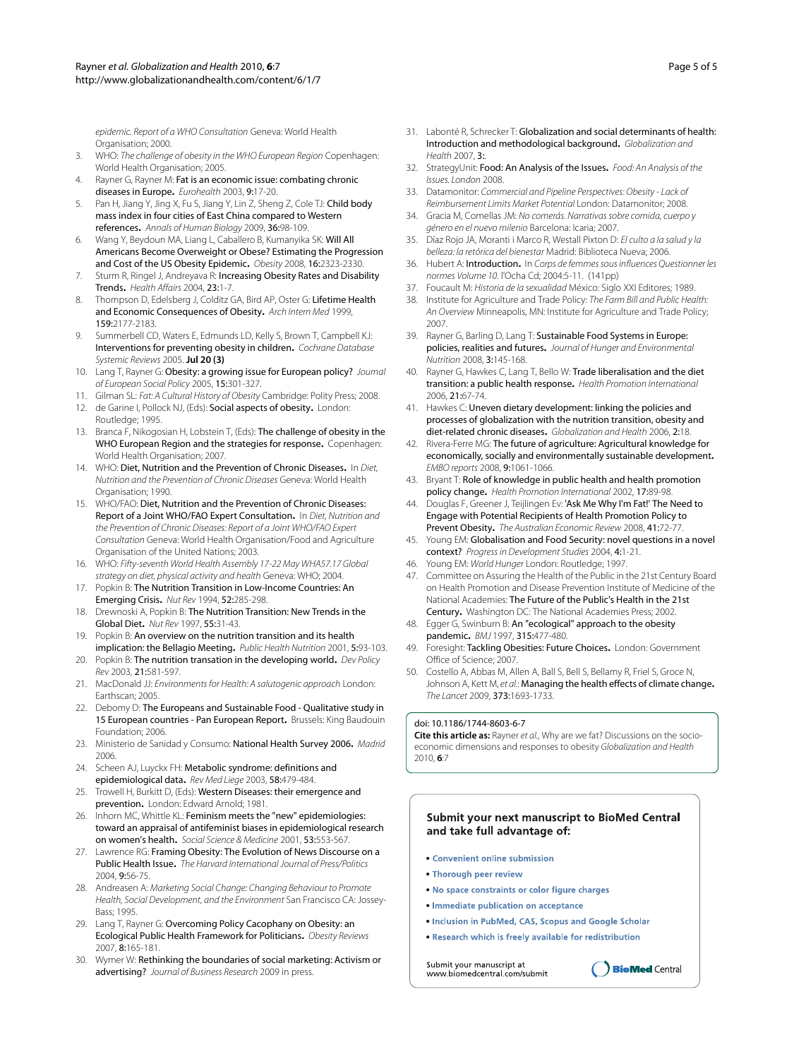*epidemic. Report of a WHO Consultation* Geneva: World Health Organisation; 2000.

3. WHO: *The challenge of obesity in the WHO European Region* Copenhagen: World Health Organisation; 2005.
4. Rayner G, Rayner M: **Fat is an economic issue: combating chronic diseases in Europe.** *Eurohealth* 2003, **9**:17-20.
5. Pan H, Jiang Y, Jing X, Fu S, Jiang Y, Lin Z, Sheng Z, Cole TJ: **Child body mass index in four cities of East China compared to Western references.** *Annals of Human Biology* 2009, **36**:98-109.
6. Wang Y, Beydoun MA, Liang L, Caballero B, Kumanyika SK: **Will All Americans Become Overweight or Obese? Estimating the Progression and Cost of the US Obesity Epidemic.** *Obesity* 2008, **16**:2323-2330.
7. Sturm R, Ringel J, Andreyava R: **Increasing Obesity Rates and Disability Trends.** *Health Affairs* 2004, **23**:1-7.
8. Thompson D, Edelsberg J, Colditz GA, Bird AP, Oster G: **Lifetime Health and Economic Consequences of Obesity.** *Arch Intern Med* 1999, **159**:2177-2183.
9. Summerbell CD, Waters E, Edmunds LD, Kelly S, Brown T, Campbell KJ: **Interventions for preventing obesity in children.** *Cochrane Database Systemic Reviews* 2005. **Jul 20 (3)**
10. Lang T, Rayner G: **Obesity: a growing issue for European policy?** *Journal of European Social Policy* 2005, **15**:301-327.
11. Gilman SL: *Fat: A Cultural History of Obesity* Cambridge: Polity Press; 2008.
12. de Garine I, Pollock NJ, (Eds): **Social aspects of obesity.** London: Routledge; 1995.
13. Branca F, Nikogosian H, Lobstein T, (Eds): **The challenge of obesity in the WHO European Region and the strategies for response.** Copenhagen: World Health Organisation; 2007.
14. WHO: **Diet, Nutrition and the Prevention of Chronic Diseases.** In *Diet, Nutrition and the Prevention of Chronic Diseases* Geneva: World Health Organisation; 1990.
15. WHO/FAO: **Diet, Nutrition and the Prevention of Chronic Diseases: Report of a Joint WHO/FAO Expert Consultation.** In *Diet, Nutrition and the Prevention of Chronic Diseases: Report of a Joint WHO/FAO Expert Consultation* Geneva: World Health Organisation/Food and Agriculture Organisation of the United Nations; 2003.
16. WHO: *Fifty-seventh World Health Assembly 17-22 May WHA57.17 Global strategy on diet, physical activity and health* Geneva: WHO; 2004.
17. Popkin B: **The Nutrition Transition in Low-Income Countries: An Emerging Crisis.** *Nut Rev* 1994, **52**:285-298.
18. Drewnoski A, Popkin B: **The Nutrition Transition: New Trends in the Global Diet.** *Nut Rev* 1997, **55**:31-43.
19. Popkin B: **An overview on the nutrition transition and its health implication: the Bellagio Meeting.** *Public Health Nutrition* 2001, **5**:93-103.
20. Popkin B: **The nutrition transation in the developing world.** *Dev Policy Rev* 2003, **21**:581-597.
21. MacDonald JJ: *Environments for Health: A salutogenic approach* London: Earthscan; 2005.
22. Debomy D: **The Europeans and Sustainable Food - Qualitative study in 15 European countries - Pan European Report.** Brussels: King Baudouin Foundation; 2006.
23. Ministerio de Sanidad y Consumo: **National Health Survey 2006.** *Madrid* 2006.
24. Scheen AJ, Luyckx FH: **Metabolic syndrome: definitions and epidemiological data.** *Rev Med Liege* 2003, **58**:479-484.
25. Trowell H, Burkitt D, (Eds): **Western Diseases: their emergence and prevention.** London: Edward Arnold; 1981.
26. Inhorn MC, Whittle KL: **Feminism meets the "new" epidemiologies: toward an appraisal of antifeminist biases in epidemiological research on women's health.** *Social Science & Medicine* 2001, **53**:553-567.
27. Lawrence RG: **Framing Obesity: The Evolution of News Discourse on a Public Health Issue.** *The Harvard International Journal of Press/Politics* 2004, **9**:56-75.
28. Andreasen A: *Marketing Social Change: Changing Behaviour to Promote Health, Social Development, and the Environment* San Francisco CA: Jossey-Bass; 1995.
29. Lang T, Rayner G: **Overcoming Policy Cacophany on Obesity: an Ecological Public Health Framework for Politicians.** *Obesity Reviews* 2007, **8**:165-181.
30. Wymer W: **Rethinking the boundaries of social marketing: Activism or advertising?** *Journal of Business Research* 2009 in press.
31. Labonté R, Schrecker T: **Globalization and social determinants of health: Introduction and methodological background.** *Globalization and Health* 2007, **3**:.
32. StrategyUnit: **Food: An Analysis of the Issues.** *Food: An Analysis of the Issues. London* 2008.
33. Datamonitor: *Commercial and Pipeline Perspectives: Obesity - Lack of Reimbursement Limits Market Potential* London: Datamonitor; 2008.
34. Gracia M, Comellas JM: *No comerás. Narrativas sobre comida, cuerpo y género en el nuevo milenio* Barcelona: Icaria; 2007.
35. Díaz Rojo JA, Moranti i Marco R, Westall Pixton D: *El culto a la salud y la belleza: la retórica del bienestar* Madrid: Biblioteca Nueva; 2006.
36. Hubert A: **Introduction.** In *Corps de femmes sous influences Questionner les normes Volume 10*. l'Ocha Cd; 2004:5-11. (141pp)
37. Foucault M: *Historia de la sexualidad* México: Siglo XXI Editores; 1989.
38. Institute for Agriculture and Trade Policy: *The Farm Bill and Public Health: An Overview* Minneapolis, MN: Institute for Agriculture and Trade Policy; 2007.
39. Rayner G, Barling D, Lang T: **Sustainable Food Systems in Europe: policies, realities and futures.** *Journal of Hunger and Environmental Nutrition* 2008, **3**:145-168.
40. Rayner G, Hawkes C, Lang T, Bello W: **Trade liberalisation and the diet transition: a public health response.** *Health Promotion International* 2006, **21**:67-74.
41. Hawkes C: **Uneven dietary development: linking the policies and processes of globalization with the nutrition transition, obesity and diet-related chronic diseases.** *Globalization and Health* 2006, **2**:18.
42. Rivera-Ferre MG: **The future of agriculture: Agricultural knowledge for economically, socially and environmentally sustainable development.** *EMBO reports* 2008, **9**:1061-1066.
43. Bryant T: **Role of knowledge in public health and health promotion policy change.** *Health Promotion International* 2002, **17**:89-98.
44. Douglas F, Greener J, Teijlingen Ev: **'Ask Me Why I'm Fat!' The Need to Engage with Potential Recipients of Health Promotion Policy to Prevent Obesity.** *The Australian Economic Review* 2008, **41**:72-77.
45. Young EM: **Globalisation and Food Security: novel questions in a novel context?** *Progress in Development Studies* 2004, **4**:1-21.
46. Young EM: *World Hunger* London: Routledge; 1997.
47. Committee on Assuring the Health of the Public in the 21st Century Board on Health Promotion and Disease Prevention Institute of Medicine of the National Academies: **The Future of the Public's Health in the 21st Century.** Washington DC: The National Academies Press; 2002.
48. Egger G, Swinburn B: **An "ecological" approach to the obesity pandemic.** *BMJ* 1997, **315**:477-480.
49. Foresight: **Tackling Obesities: Future Choices.** London: Government Office of Science; 2007.
50. Costello A, Abbas M, Allen A, Ball S, Bell S, Bellamy R, Friel S, Groce N, Johnson A, Kett M, *et al.*: **Managing the health effects of climate change.** *The Lancet* 2009, **373**:1693-1733.

doi: 10.1186/1744-8603-6-7

**Cite this article as:** Rayner *et al.*, Why are we fat? Discussions on the socio-economic dimensions and responses to obesity *Globalization and Health* 2010, **6**:7

**Submit your next manuscript to BioMed Central and take full advantage of:**

- Convenient online submission
- Thorough peer review
- No space constraints or color figure charges
- Immediate publication on acceptance
- Inclusion in PubMed, CAS, Scopus and Google Scholar
- Research which is freely available for redistribution

Submit your manuscript at www.biomedcentral.com/submit

BioMed Central